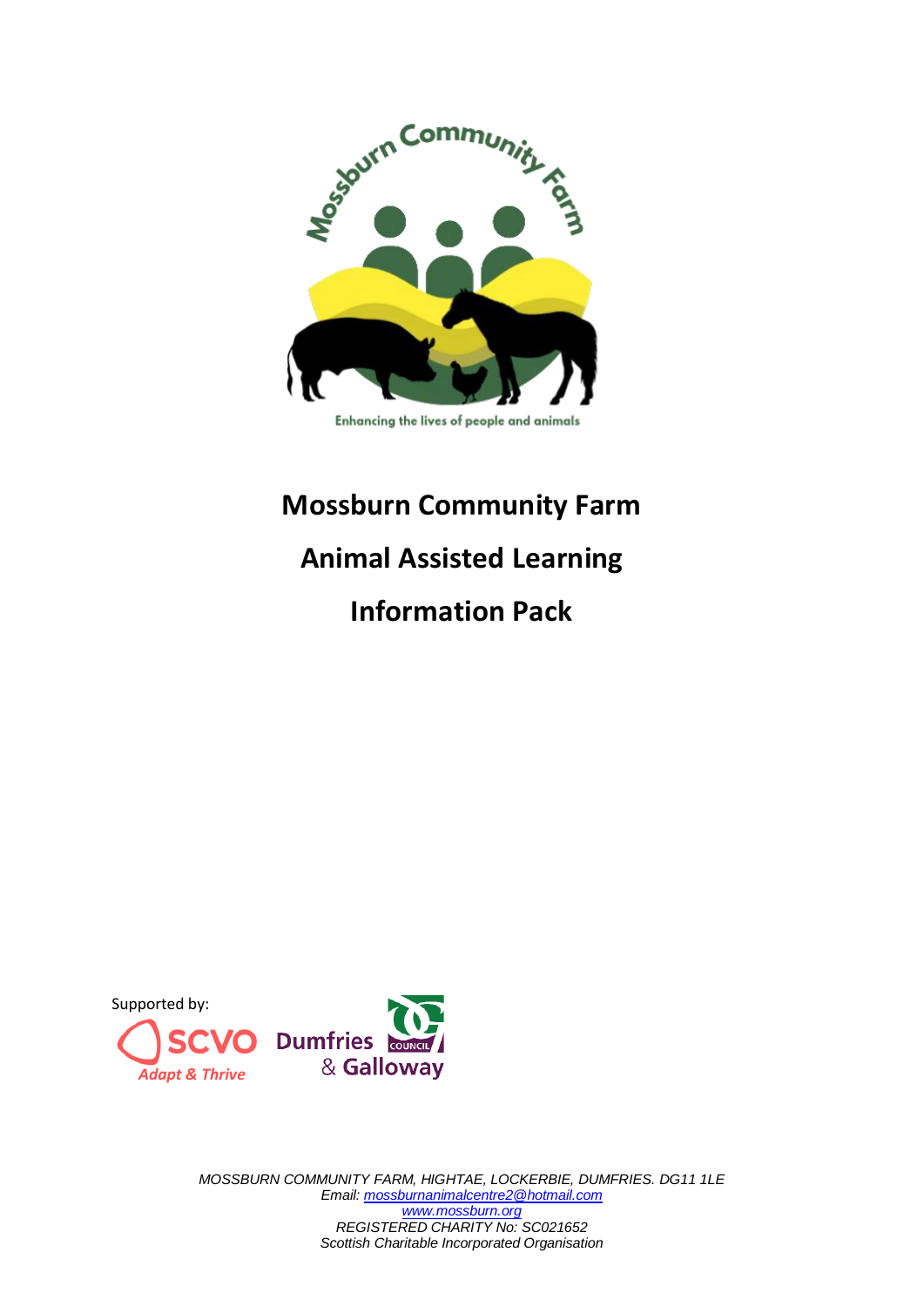# Mossburn Community Farm

# Animal Assisted Learning

# Information Pack

Supported by:

*MOSSBURN COMMUNITY FARM, HIGHTAE, LOCKERBIE, DUMFRIES. DG11 1LE*
*Email: mossburnanimalcentre2@hotmail.com*
*www.mossburn.org*
*REGISTERED CHARITY No: SC021652*
*Scottish Charitable Incorporated Organisation*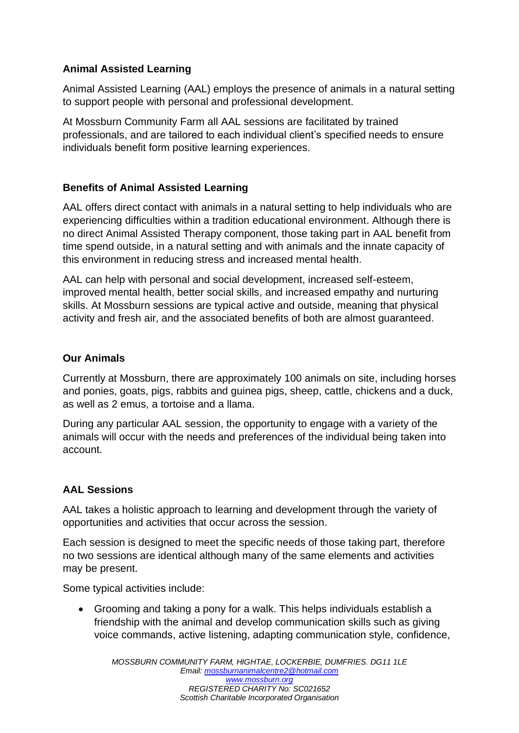## Animal Assisted Learning

Animal Assisted Learning (AAL) employs the presence of animals in a natural setting to support people with personal and professional development.

At Mossburn Community Farm all AAL sessions are facilitated by trained professionals, and are tailored to each individual client's specified needs to ensure individuals benefit form positive learning experiences.

## Benefits of Animal Assisted Learning

AAL offers direct contact with animals in a natural setting to help individuals who are experiencing difficulties within a tradition educational environment. Although there is no direct Animal Assisted Therapy component, those taking part in AAL benefit from time spend outside, in a natural setting and with animals and the innate capacity of this environment in reducing stress and increased mental health.

AAL can help with personal and social development, increased self-esteem, improved mental health, better social skills, and increased empathy and nurturing skills. At Mossburn sessions are typical active and outside, meaning that physical activity and fresh air, and the associated benefits of both are almost guaranteed.

## Our Animals

Currently at Mossburn, there are approximately 100 animals on site, including horses and ponies, goats, pigs, rabbits and guinea pigs, sheep, cattle, chickens and a duck, as well as 2 emus, a tortoise and a llama.

During any particular AAL session, the opportunity to engage with a variety of the animals will occur with the needs and preferences of the individual being taken into account.

## AAL Sessions

AAL takes a holistic approach to learning and development through the variety of opportunities and activities that occur across the session.

Each session is designed to meet the specific needs of those taking part, therefore no two sessions are identical although many of the same elements and activities may be present.

Some typical activities include:

- Grooming and taking a pony for a walk. This helps individuals establish a friendship with the animal and develop communication skills such as giving voice commands, active listening, adapting communication style, confidence,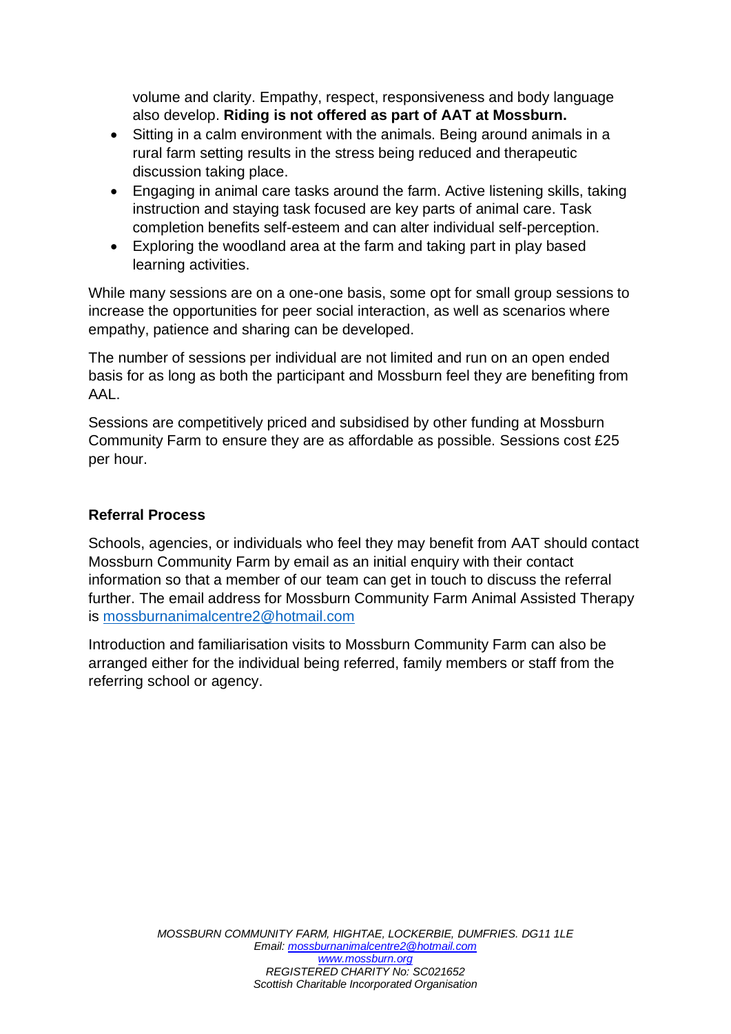volume and clarity. Empathy, respect, responsiveness and body language also develop. **Riding is not offered as part of AAT at Mossburn.**

- Sitting in a calm environment with the animals. Being around animals in a rural farm setting results in the stress being reduced and therapeutic discussion taking place.
- Engaging in animal care tasks around the farm. Active listening skills, taking instruction and staying task focused are key parts of animal care. Task completion benefits self-esteem and can alter individual self-perception.
- Exploring the woodland area at the farm and taking part in play based learning activities.

While many sessions are on a one-one basis, some opt for small group sessions to increase the opportunities for peer social interaction, as well as scenarios where empathy, patience and sharing can be developed.

The number of sessions per individual are not limited and run on an open ended basis for as long as both the participant and Mossburn feel they are benefiting from AAL.

Sessions are competitively priced and subsidised by other funding at Mossburn Community Farm to ensure they are as affordable as possible. Sessions cost £25 per hour.

**Referral Process**

Schools, agencies, or individuals who feel they may benefit from AAT should contact Mossburn Community Farm by email as an initial enquiry with their contact information so that a member of our team can get in touch to discuss the referral further. The email address for Mossburn Community Farm Animal Assisted Therapy is mossburnanimalcentre2@hotmail.com

Introduction and familiarisation visits to Mossburn Community Farm can also be arranged either for the individual being referred, family members or staff from the referring school or agency.

*MOSSBURN COMMUNITY FARM, HIGHTAE, LOCKERBIE, DUMFRIES. DG11 1LE*
*Email: mossburnanimalcentre2@hotmail.com*
*www.mossburn.org*
*REGISTERED CHARITY No: SC021652*
*Scottish Charitable Incorporated Organisation*